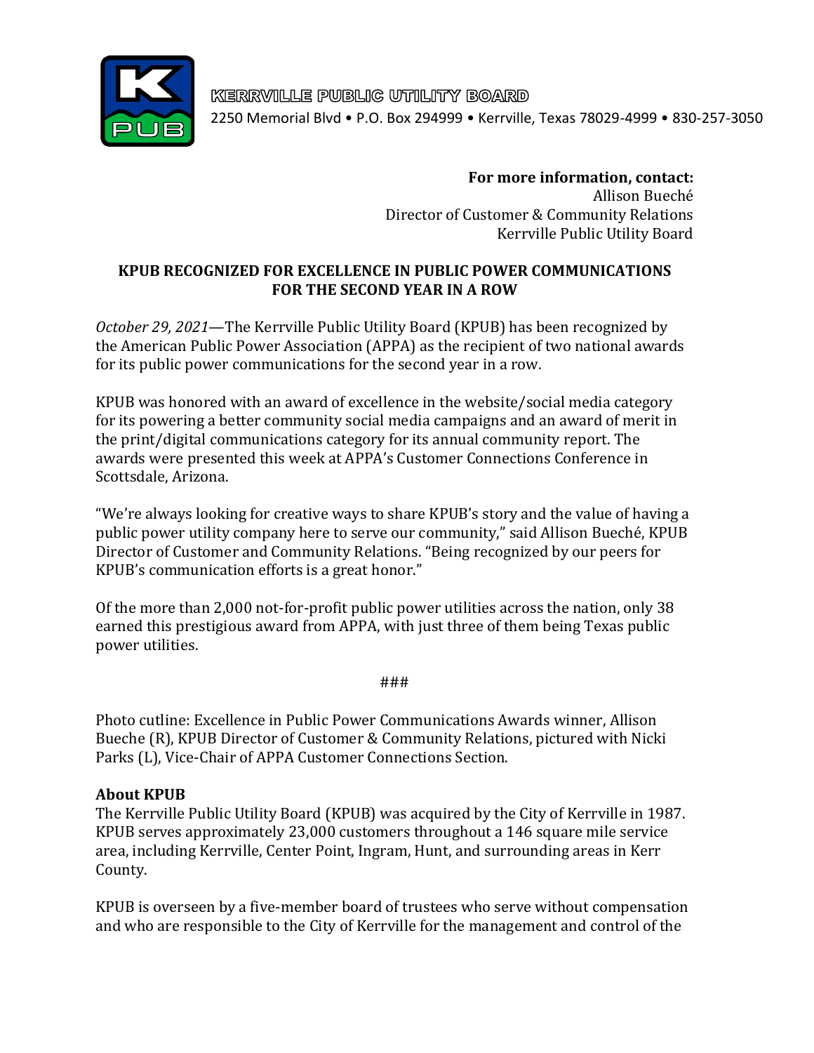**KERRVILLE PUBLIC UTILITY BOARD**
2250 Memorial Blvd • P.O. Box 294999 • Kerrville, Texas 78029-4999 • 830-257-3050

**For more information, contact:**
Allison Bueché
Director of Customer & Community Relations
Kerrville Public Utility Board

# KPUB RECOGNIZED FOR EXCELLENCE IN PUBLIC POWER COMMUNICATIONS FOR THE SECOND YEAR IN A ROW

*October 29, 2021*—The Kerrville Public Utility Board (KPUB) has been recognized by the American Public Power Association (APPA) as the recipient of two national awards for its public power communications for the second year in a row.

KPUB was honored with an award of excellence in the website/social media category for its powering a better community social media campaigns and an award of merit in the print/digital communications category for its annual community report. The awards were presented this week at APPA's Customer Connections Conference in Scottsdale, Arizona.

"We're always looking for creative ways to share KPUB's story and the value of having a public power utility company here to serve our community," said Allison Bueché, KPUB Director of Customer and Community Relations. "Being recognized by our peers for KPUB's communication efforts is a great honor."

Of the more than 2,000 not-for-profit public power utilities across the nation, only 38 earned this prestigious award from APPA, with just three of them being Texas public power utilities.

###

Photo cutline: Excellence in Public Power Communications Awards winner, Allison Bueche (R), KPUB Director of Customer & Community Relations, pictured with Nicki Parks (L), Vice-Chair of APPA Customer Connections Section.

**About KPUB**

The Kerrville Public Utility Board (KPUB) was acquired by the City of Kerrville in 1987. KPUB serves approximately 23,000 customers throughout a 146 square mile service area, including Kerrville, Center Point, Ingram, Hunt, and surrounding areas in Kerr County.

KPUB is overseen by a five-member board of trustees who serve without compensation and who are responsible to the City of Kerrville for the management and control of the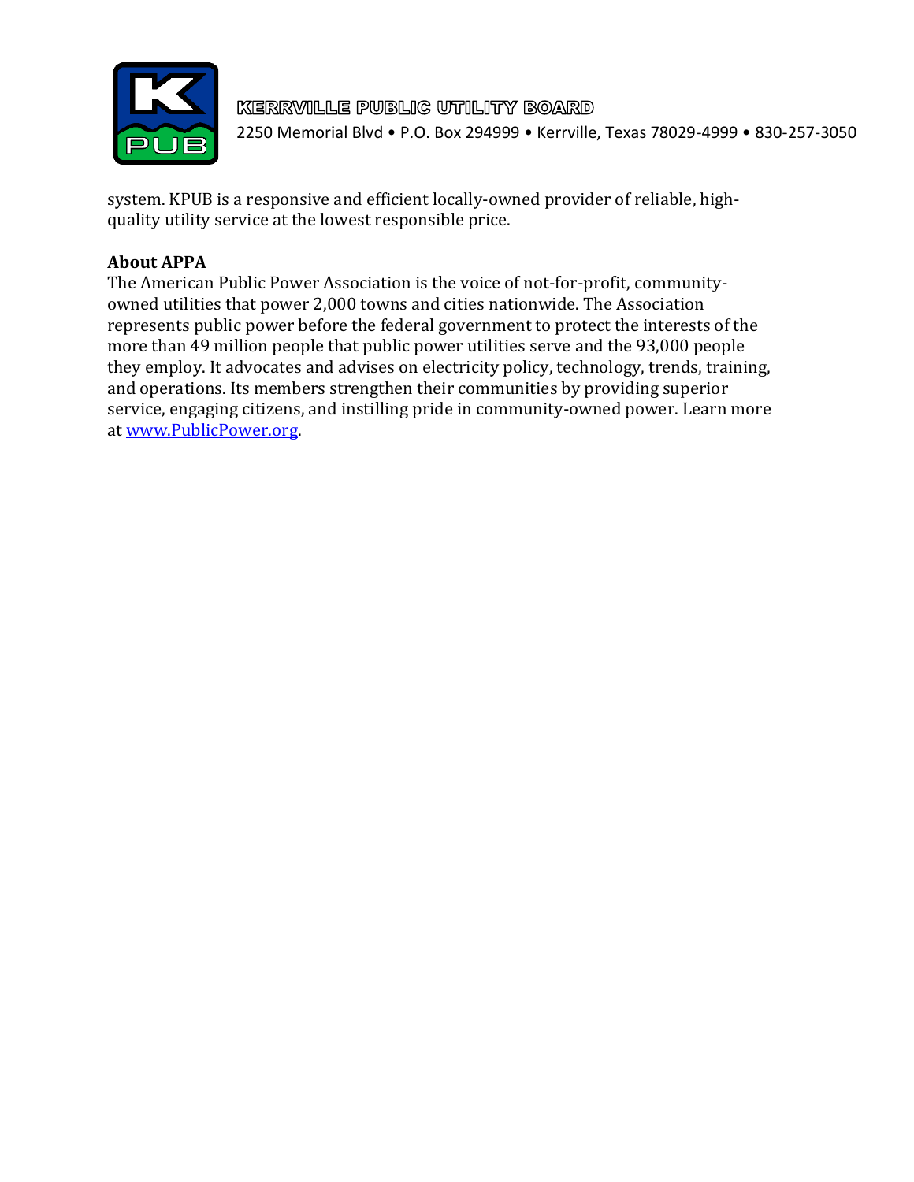system. KPUB is a responsive and efficient locally-owned provider of reliable, high-quality utility service at the lowest responsible price.

**About APPA**

The American Public Power Association is the voice of not-for-profit, community-owned utilities that power 2,000 towns and cities nationwide. The Association represents public power before the federal government to protect the interests of the more than 49 million people that public power utilities serve and the 93,000 people they employ. It advocates and advises on electricity policy, technology, trends, training, and operations. Its members strengthen their communities by providing superior service, engaging citizens, and instilling pride in community-owned power. Learn more at [www.PublicPower.org](http://www.PublicPower.org).